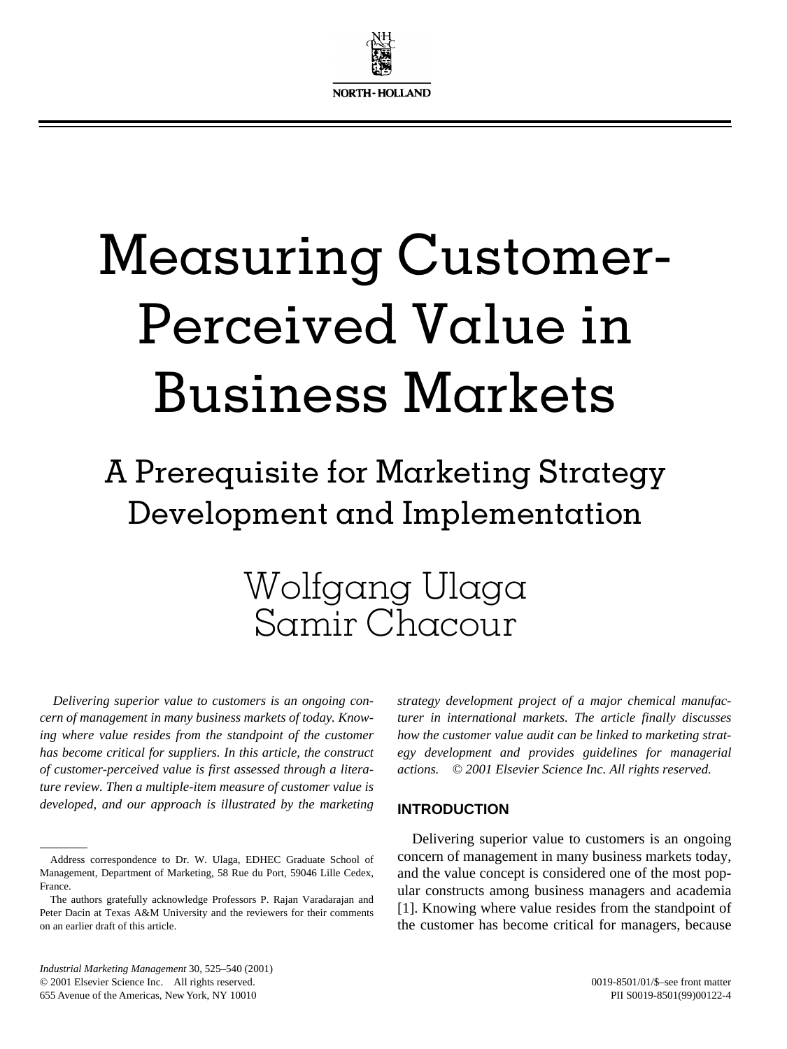# Measuring Customer-Perceived Value in Business Markets

## A Prerequisite for Marketing Strategy Development and Implementation

Wolfgang Ulaga
Samir Chacour

*Delivering superior value to customers is an ongoing concern of management in many business markets of today. Knowing where value resides from the standpoint of the customer has become critical for suppliers. In this article, the construct of customer-perceived value is first assessed through a literature review. Then a multiple-item measure of customer value is developed, and our approach is illustrated by the marketing strategy development project of a major chemical manufacturer in international markets. The article finally discusses how the customer value audit can be linked to marketing strategy development and provides guidelines for managerial actions.* © 2001 Elsevier Science Inc. All rights reserved.

Address correspondence to Dr. W. Ulaga, EDHEC Graduate School of Management, Department of Marketing, 58 Rue du Port, 59046 Lille Cedex, France.

The authors gratefully acknowledge Professors P. Rajan Varadarajan and Peter Dacin at Texas A&M University and the reviewers for their comments on an earlier draft of this article.

### INTRODUCTION

Delivering superior value to customers is an ongoing concern of management in many business markets today, and the value concept is considered one of the most popular constructs among business managers and academia [1]. Knowing where value resides from the standpoint of the customer has become critical for managers, because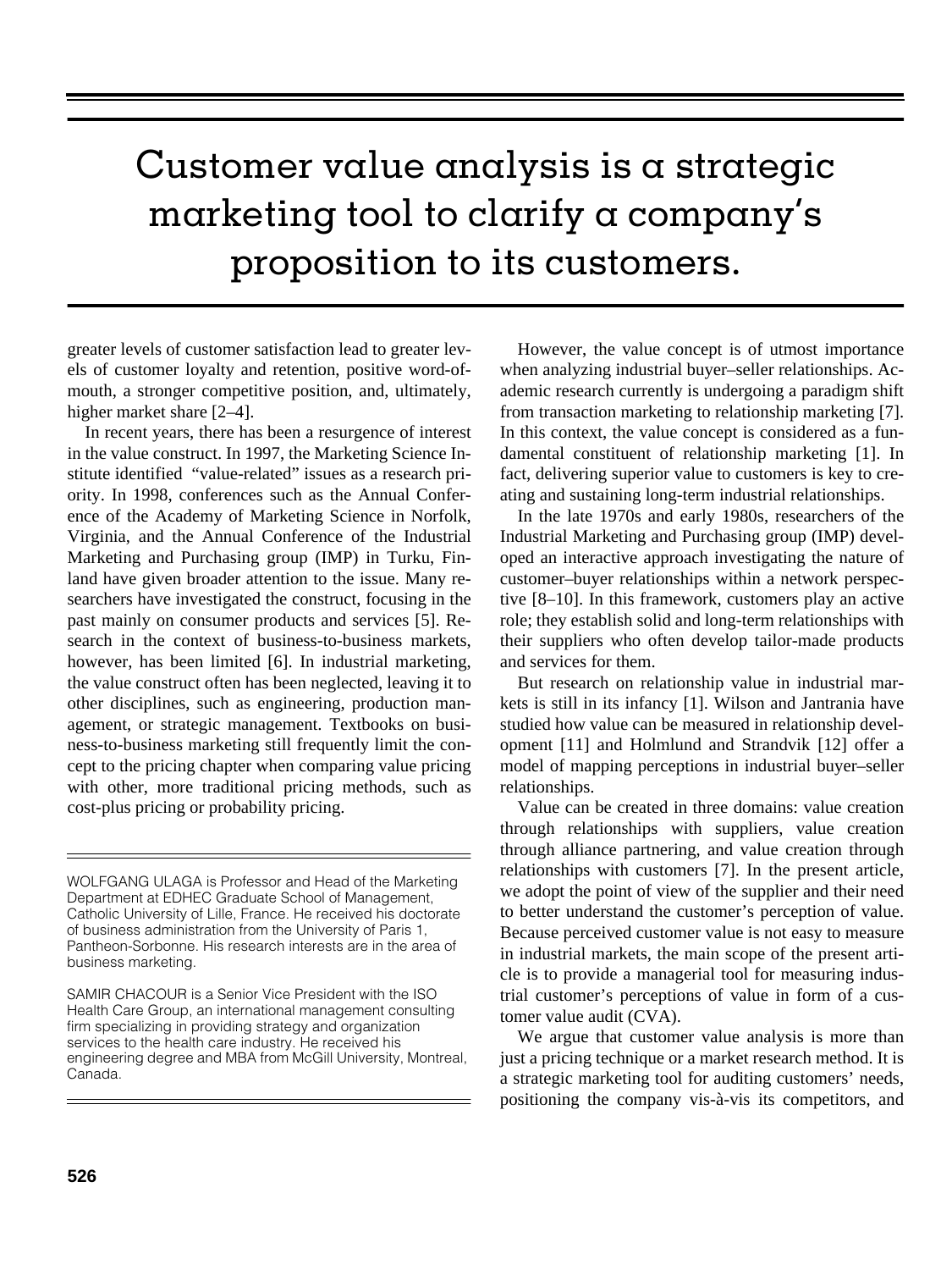# Customer value analysis is a strategic marketing tool to clarify a company's proposition to its customers.

greater levels of customer satisfaction lead to greater levels of customer loyalty and retention, positive word-of-mouth, a stronger competitive position, and, ultimately, higher market share [2–4].

In recent years, there has been a resurgence of interest in the value construct. In 1997, the Marketing Science Institute identified "value-related" issues as a research priority. In 1998, conferences such as the Annual Conference of the Academy of Marketing Science in Norfolk, Virginia, and the Annual Conference of the Industrial Marketing and Purchasing group (IMP) in Turku, Finland have given broader attention to the issue. Many researchers have investigated the construct, focusing in the past mainly on consumer products and services [5]. Research in the context of business-to-business markets, however, has been limited [6]. In industrial marketing, the value construct often has been neglected, leaving it to other disciplines, such as engineering, production management, or strategic management. Textbooks on business-to-business marketing still frequently limit the concept to the pricing chapter when comparing value pricing with other, more traditional pricing methods, such as cost-plus pricing or probability pricing.

WOLFGANG ULAGA is Professor and Head of the Marketing Department at EDHEC Graduate School of Management, Catholic University of Lille, France. He received his doctorate of business administration from the University of Paris 1, Pantheon-Sorbonne. His research interests are in the area of business marketing.

SAMIR CHACOUR is a Senior Vice President with the ISO Health Care Group, an international management consulting firm specializing in providing strategy and organization services to the health care industry. He received his engineering degree and MBA from McGill University, Montreal, Canada.

However, the value concept is of utmost importance when analyzing industrial buyer–seller relationships. Academic research currently is undergoing a paradigm shift from transaction marketing to relationship marketing [7]. In this context, the value concept is considered as a fundamental constituent of relationship marketing [1]. In fact, delivering superior value to customers is key to creating and sustaining long-term industrial relationships.

In the late 1970s and early 1980s, researchers of the Industrial Marketing and Purchasing group (IMP) developed an interactive approach investigating the nature of customer–buyer relationships within a network perspective [8–10]. In this framework, customers play an active role; they establish solid and long-term relationships with their suppliers who often develop tailor-made products and services for them.

But research on relationship value in industrial markets is still in its infancy [1]. Wilson and Jantrania have studied how value can be measured in relationship development [11] and Holmlund and Strandvik [12] offer a model of mapping perceptions in industrial buyer–seller relationships.

Value can be created in three domains: value creation through relationships with suppliers, value creation through alliance partnering, and value creation through relationships with customers [7]. In the present article, we adopt the point of view of the supplier and their need to better understand the customer's perception of value. Because perceived customer value is not easy to measure in industrial markets, the main scope of the present article is to provide a managerial tool for measuring industrial customer's perceptions of value in form of a customer value audit (CVA).

We argue that customer value analysis is more than just a pricing technique or a market research method. It is a strategic marketing tool for auditing customers' needs, positioning the company vis-à-vis its competitors, and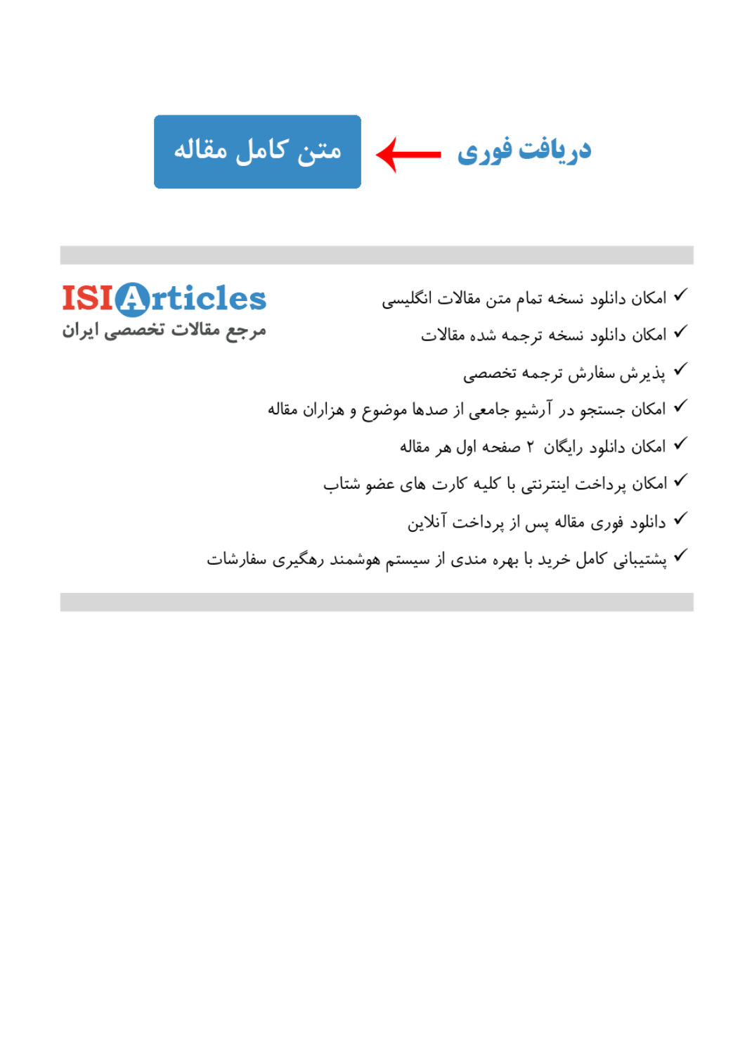دریافت فوری ← متن کامل مقاله

**ISIArticles**
مرجع مقالات تخصصی ایران

- ✓ امکان دانلود نسخه تمام متن مقالات انگلیسی
- ✓ امکان دانلود نسخه ترجمه شده مقالات
- ✓ پذیرش سفارش ترجمه تخصصی
- ✓ امکان جستجو در آرشیو جامعی از صدها موضوع و هزاران مقاله
- ✓ امکان دانلود رایگان ۲ صفحه اول هر مقاله
- ✓ امکان پرداخت اینترنتی با کلیه کارت های عضو شتاب
- ✓ دانلود فوری مقاله پس از پرداخت آنلاین
- ✓ پشتیبانی کامل خرید با بهره مندی از سیستم هوشمند رهگیری سفارشات